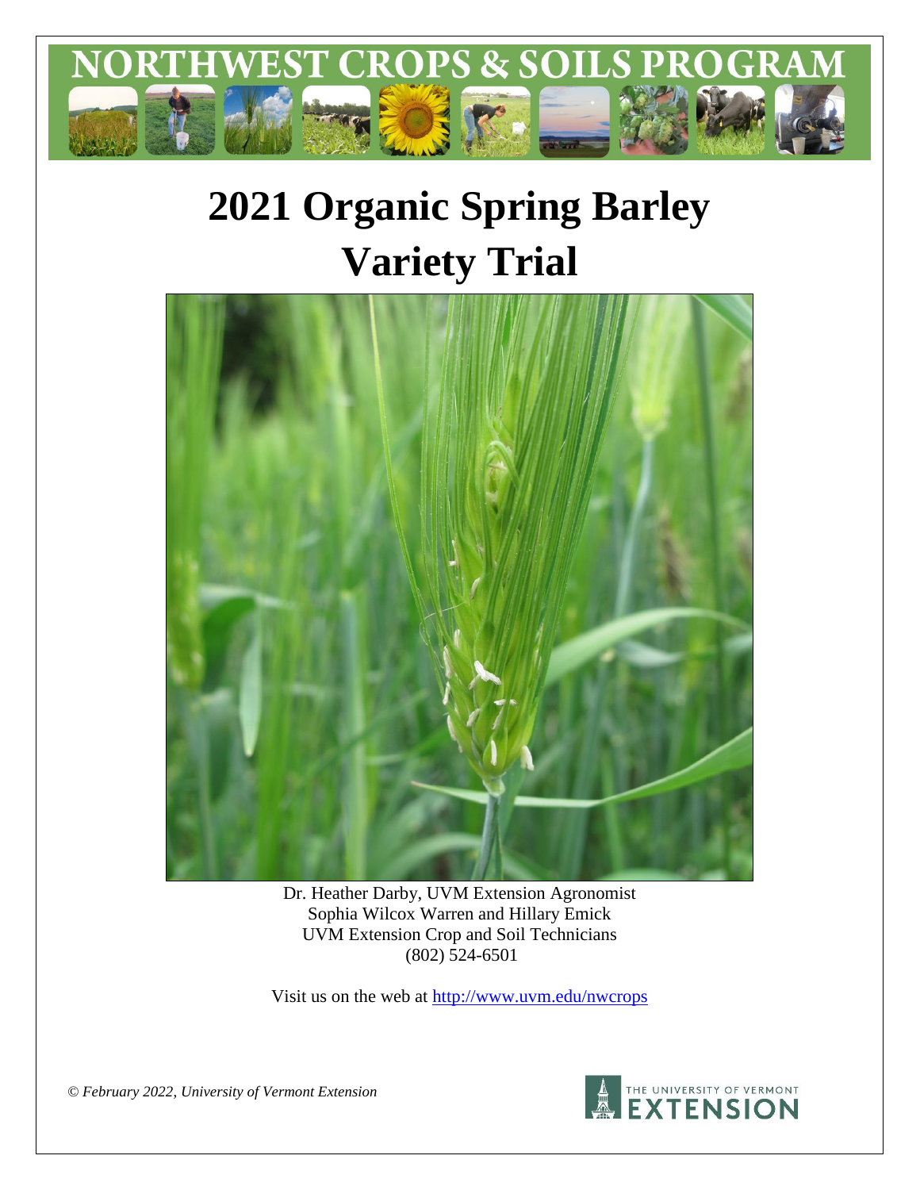# NORTHWEST CROPS & SOILS PROGRAM

# 2021 Organic Spring Barley Variety Trial

Dr. Heather Darby, UVM Extension Agronomist
Sophia Wilcox Warren and Hillary Emick
UVM Extension Crop and Soil Technicians
(802) 524-6501

Visit us on the web at http://www.uvm.edu/nwcrops

*© February 2022, University of Vermont Extension*

THE UNIVERSITY OF VERMONT EXTENSION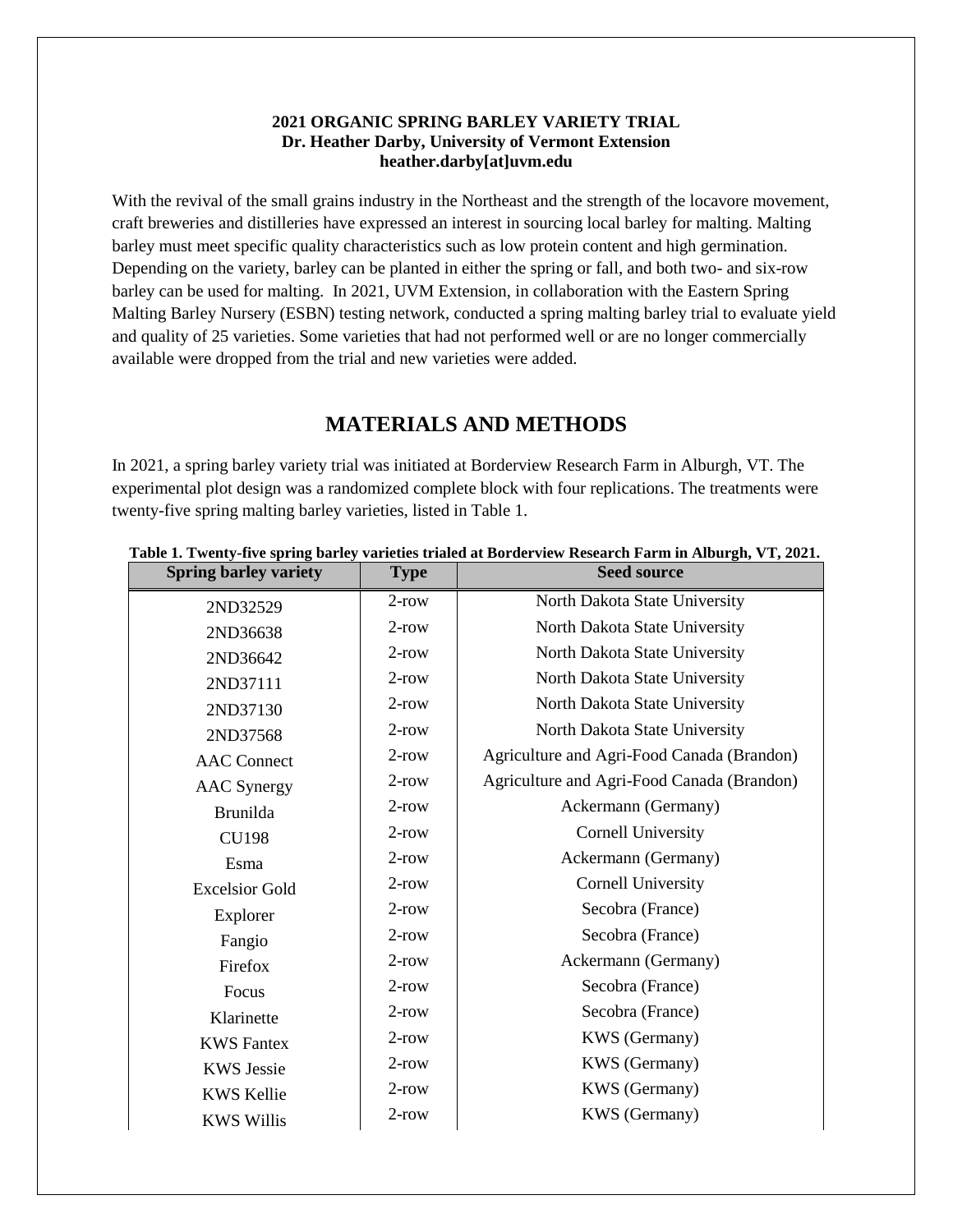**2021 ORGANIC SPRING BARLEY VARIETY TRIAL**
**Dr. Heather Darby, University of Vermont Extension**
**heather.darby[at]uvm.edu**

With the revival of the small grains industry in the Northeast and the strength of the locavore movement, craft breweries and distilleries have expressed an interest in sourcing local barley for malting. Malting barley must meet specific quality characteristics such as low protein content and high germination. Depending on the variety, barley can be planted in either the spring or fall, and both two- and six-row barley can be used for malting. In 2021, UVM Extension, in collaboration with the Eastern Spring Malting Barley Nursery (ESBN) testing network, conducted a spring malting barley trial to evaluate yield and quality of 25 varieties. Some varieties that had not performed well or are no longer commercially available were dropped from the trial and new varieties were added.

## MATERIALS AND METHODS

In 2021, a spring barley variety trial was initiated at Borderview Research Farm in Alburgh, VT. The experimental plot design was a randomized complete block with four replications. The treatments were twenty-five spring malting barley varieties, listed in Table 1.

**Table 1. Twenty-five spring barley varieties trialed at Borderview Research Farm in Alburgh, VT, 2021.**

| Spring barley variety | Type | Seed source |
|---|---|---|
| 2ND32529 | 2-row | North Dakota State University |
| 2ND36638 | 2-row | North Dakota State University |
| 2ND36642 | 2-row | North Dakota State University |
| 2ND37111 | 2-row | North Dakota State University |
| 2ND37130 | 2-row | North Dakota State University |
| 2ND37568 | 2-row | North Dakota State University |
| AAC Connect | 2-row | Agriculture and Agri-Food Canada (Brandon) |
| AAC Synergy | 2-row | Agriculture and Agri-Food Canada (Brandon) |
| Brunilda | 2-row | Ackermann (Germany) |
| CU198 | 2-row | Cornell University |
| Esma | 2-row | Ackermann (Germany) |
| Excelsior Gold | 2-row | Cornell University |
| Explorer | 2-row | Secobra (France) |
| Fangio | 2-row | Secobra (France) |
| Firefox | 2-row | Ackermann (Germany) |
| Focus | 2-row | Secobra (France) |
| Klarinette | 2-row | Secobra (France) |
| KWS Fantex | 2-row | KWS (Germany) |
| KWS Jessie | 2-row | KWS (Germany) |
| KWS Kellie | 2-row | KWS (Germany) |
| KWS Willis | 2-row | KWS (Germany) |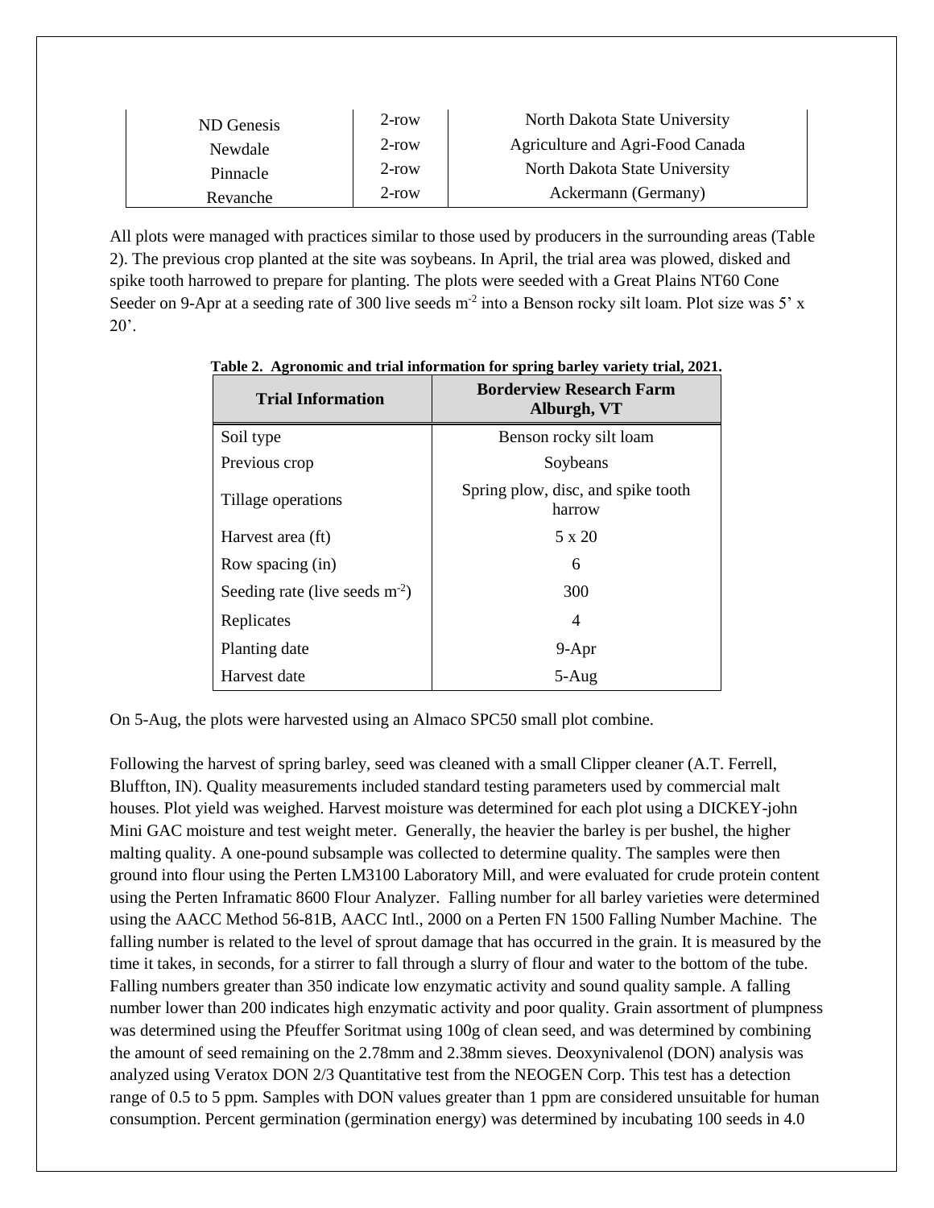| ND Genesis | 2-row | North Dakota State University |
|---|---|---|
| Newdale | 2-row | Agriculture and Agri-Food Canada |
| Pinnacle | 2-row | North Dakota State University |
| Revanche | 2-row | Ackermann (Germany) |

All plots were managed with practices similar to those used by producers in the surrounding areas (Table 2). The previous crop planted at the site was soybeans. In April, the trial area was plowed, disked and spike tooth harrowed to prepare for planting. The plots were seeded with a Great Plains NT60 Cone Seeder on 9-Apr at a seeding rate of 300 live seeds $m^{-2}$ into a Benson rocky silt loam. Plot size was 5' x 20'.

**Table 2. Agronomic and trial information for spring barley variety trial, 2021.**

| Trial Information | Borderview Research Farm Alburgh, VT |
|---|---|
| Soil type | Benson rocky silt loam |
| Previous crop | Soybeans |
| Tillage operations | Spring plow, disc, and spike tooth harrow |
| Harvest area (ft) | 5 x 20 |
| Row spacing (in) | 6 |
| Seeding rate (live seeds $m^{-2}$) | 300 |
| Replicates | 4 |
| Planting date | 9-Apr |
| Harvest date | 5-Aug |

On 5-Aug, the plots were harvested using an Almaco SPC50 small plot combine.

Following the harvest of spring barley, seed was cleaned with a small Clipper cleaner (A.T. Ferrell, Bluffton, IN). Quality measurements included standard testing parameters used by commercial malt houses. Plot yield was weighed. Harvest moisture was determined for each plot using a DICKEY-john Mini GAC moisture and test weight meter. Generally, the heavier the barley is per bushel, the higher malting quality. A one-pound subsample was collected to determine quality. The samples were then ground into flour using the Perten LM3100 Laboratory Mill, and were evaluated for crude protein content using the Perten Inframatic 8600 Flour Analyzer. Falling number for all barley varieties were determined using the AACC Method 56-81B, AACC Intl., 2000 on a Perten FN 1500 Falling Number Machine. The falling number is related to the level of sprout damage that has occurred in the grain. It is measured by the time it takes, in seconds, for a stirrer to fall through a slurry of flour and water to the bottom of the tube. Falling numbers greater than 350 indicate low enzymatic activity and sound quality sample. A falling number lower than 200 indicates high enzymatic activity and poor quality. Grain assortment of plumpness was determined using the Pfeuffer Soritmat using 100g of clean seed, and was determined by combining the amount of seed remaining on the 2.78mm and 2.38mm sieves. Deoxynivalenol (DON) analysis was analyzed using Veratox DON 2/3 Quantitative test from the NEOGEN Corp. This test has a detection range of 0.5 to 5 ppm. Samples with DON values greater than 1 ppm are considered unsuitable for human consumption. Percent germination (germination energy) was determined by incubating 100 seeds in 4.0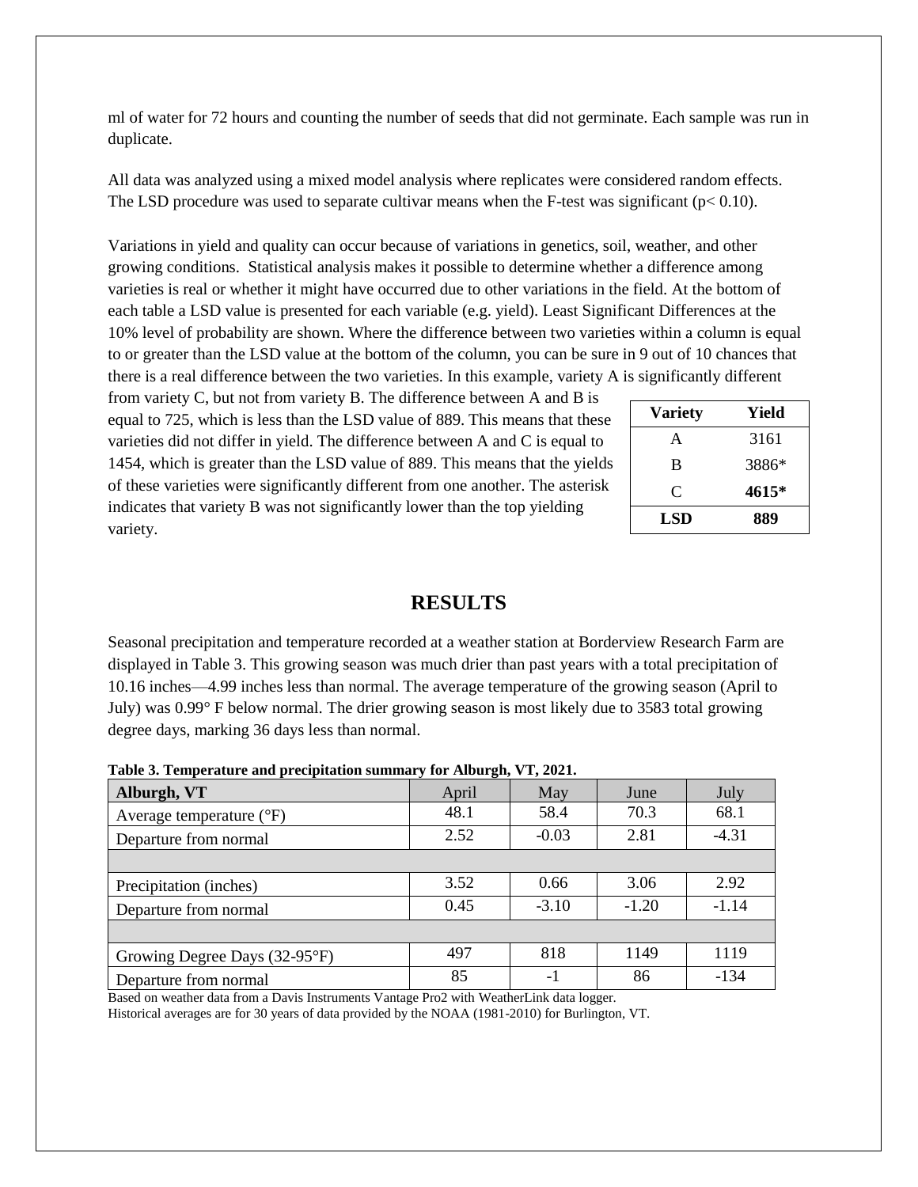ml of water for 72 hours and counting the number of seeds that did not germinate. Each sample was run in duplicate.

All data was analyzed using a mixed model analysis where replicates were considered random effects. The LSD procedure was used to separate cultivar means when the F-test was significant ($p < 0.10$).

Variations in yield and quality can occur because of variations in genetics, soil, weather, and other growing conditions. Statistical analysis makes it possible to determine whether a difference among varieties is real or whether it might have occurred due to other variations in the field. At the bottom of each table a LSD value is presented for each variable (e.g. yield). Least Significant Differences at the 10% level of probability are shown. Where the difference between two varieties within a column is equal to or greater than the LSD value at the bottom of the column, you can be sure in 9 out of 10 chances that there is a real difference between the two varieties. In this example, variety A is significantly different from variety C, but not from variety B. The difference between A and B is equal to 725, which is less than the LSD value of 889. This means that these varieties did not differ in yield. The difference between A and C is equal to 1454, which is greater than the LSD value of 889. This means that the yields of these varieties were significantly different from one another. The asterisk indicates that variety B was not significantly lower than the top yielding variety.

| Variety | Yield |
|---|---|
| A | 3161 |
| B | 3886* |
| C | **4615*** |
| **LSD** | **889** |

# RESULTS

Seasonal precipitation and temperature recorded at a weather station at Borderview Research Farm are displayed in Table 3. This growing season was much drier than past years with a total precipitation of 10.16 inches—4.99 inches less than normal. The average temperature of the growing season (April to July) was 0.99° F below normal. The drier growing season is most likely due to 3583 total growing degree days, marking 36 days less than normal.

**Table 3. Temperature and precipitation summary for Alburgh, VT, 2021.**

| Alburgh, VT | April | May | June | July |
|---|---|---|---|---|
| Average temperature (°F) | 48.1 | 58.4 | 70.3 | 68.1 |
| Departure from normal | 2.52 | -0.03 | 2.81 | -4.31 |
| | | | | |
| Precipitation (inches) | 3.52 | 0.66 | 3.06 | 2.92 |
| Departure from normal | 0.45 | -3.10 | -1.20 | -1.14 |
| | | | | |
| Growing Degree Days (32-95°F) | 497 | 818 | 1149 | 1119 |
| Departure from normal | 85 | -1 | 86 | -134 |

Based on weather data from a Davis Instruments Vantage Pro2 with WeatherLink data logger.
Historical averages are for 30 years of data provided by the NOAA (1981-2010) for Burlington, VT.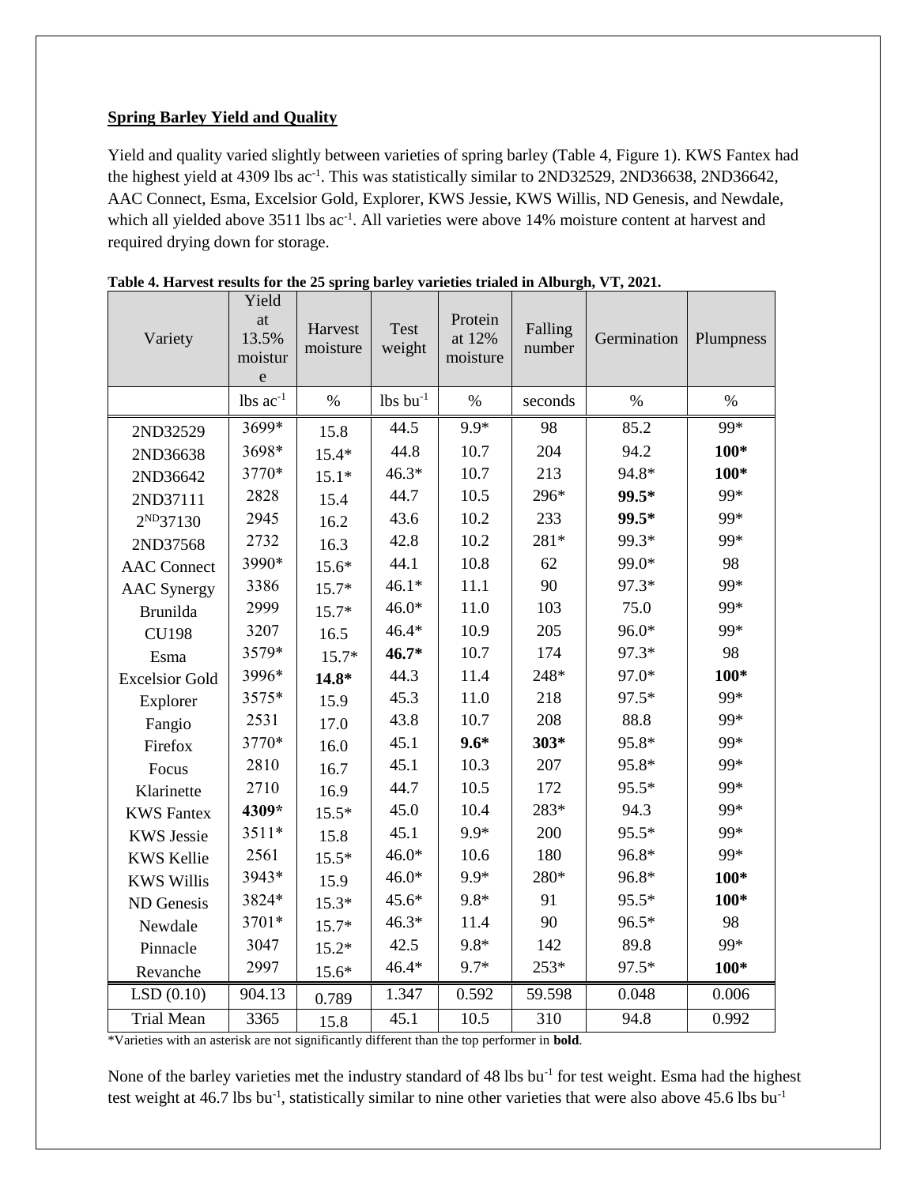**Spring Barley Yield and Quality**

Yield and quality varied slightly between varieties of spring barley (Table 4, Figure 1). KWS Fantex had the highest yield at 4309 lbs ac$^{-1}$. This was statistically similar to 2ND32529, 2ND36638, 2ND36642, AAC Connect, Esma, Excelsior Gold, Explorer, KWS Jessie, KWS Willis, ND Genesis, and Newdale, which all yielded above 3511 lbs ac$^{-1}$. All varieties were above 14% moisture content at harvest and required drying down for storage.

**Table 4. Harvest results for the 25 spring barley varieties trialed in Alburgh, VT, 2021.**

| Variety | Yield at 13.5% moisture | Harvest moisture | Test weight | Protein at 12% moisture | Falling number | Germination | Plumpness |
|---|---|---|---|---|---|---|---|
| | lbs ac$^{-1}$ | % | lbs bu$^{-1}$ | % | seconds | % | % |
| 2ND32529 | 3699* | 15.8 | 44.5 | 9.9* | 98 | 85.2 | 99* |
| 2ND36638 | 3698* | 15.4* | 44.8 | 10.7 | 204 | 94.2 | **100*** |
| 2ND36642 | 3770* | 15.1* | 46.3* | 10.7 | 213 | 94.8* | **100*** |
| 2ND37111 | 2828 | 15.4 | 44.7 | 10.5 | 296* | **99.5*** | 99* |
| 2ND37130 | 2945 | 16.2 | 43.6 | 10.2 | 233 | **99.5*** | 99* |
| 2ND37568 | 2732 | 16.3 | 42.8 | 10.2 | 281* | 99.3* | 99* |
| AAC Connect | 3990* | 15.6* | 44.1 | 10.8 | 62 | 99.0* | 98 |
| AAC Synergy | 3386 | 15.7* | 46.1* | 11.1 | 90 | 97.3* | 99* |
| Brunilda | 2999 | 15.7* | 46.0* | 11.0 | 103 | 75.0 | 99* |
| CU198 | 3207 | 16.5 | 46.4* | 10.9 | 205 | 96.0* | 99* |
| Esma | 3579* | 15.7* | **46.7*** | 10.7 | 174 | 97.3* | 98 |
| Excelsior Gold | 3996* | **14.8*** | 44.3 | 11.4 | 248* | 97.0* | **100*** |
| Explorer | 3575* | 15.9 | 45.3 | 11.0 | 218 | 97.5* | 99* |
| Fangio | 2531 | 17.0 | 43.8 | 10.7 | 208 | 88.8 | 99* |
| Firefox | 3770* | 16.0 | 45.1 | **9.6*** | **303*** | 95.8* | 99* |
| Focus | 2810 | 16.7 | 45.1 | 10.3 | 207 | 95.8* | 99* |
| Klarinette | 2710 | 16.9 | 44.7 | 10.5 | 172 | 95.5* | 99* |
| KWS Fantex | **4309*** | 15.5* | 45.0 | 10.4 | 283* | 94.3 | 99* |
| KWS Jessie | 3511* | 15.8 | 45.1 | 9.9* | 200 | 95.5* | 99* |
| KWS Kellie | 2561 | 15.5* | 46.0* | 10.6 | 180 | 96.8* | 99* |
| KWS Willis | 3943* | 15.9 | 46.0* | 9.9* | 280* | 96.8* | **100*** |
| ND Genesis | 3824* | 15.3* | 45.6* | 9.8* | 91 | 95.5* | **100*** |
| Newdale | 3701* | 15.7* | 46.3* | 11.4 | 90 | 96.5* | 98 |
| Pinnacle | 3047 | 15.2* | 42.5 | 9.8* | 142 | 89.8 | 99* |
| Revanche | 2997 | 15.6* | 46.4* | 9.7* | 253* | 97.5* | **100*** |
| LSD (0.10) | 904.13 | 0.789 | 1.347 | 0.592 | 59.598 | 0.048 | 0.006 |
| Trial Mean | 3365 | 15.8 | 45.1 | 10.5 | 310 | 94.8 | 0.992 |

*Varieties with an asterisk are not significantly different than the top performer in **bold**.

None of the barley varieties met the industry standard of 48 lbs bu$^{-1}$ for test weight. Esma had the highest test weight at 46.7 lbs bu$^{-1}$, statistically similar to nine other varieties that were also above 45.6 lbs bu$^{-1}$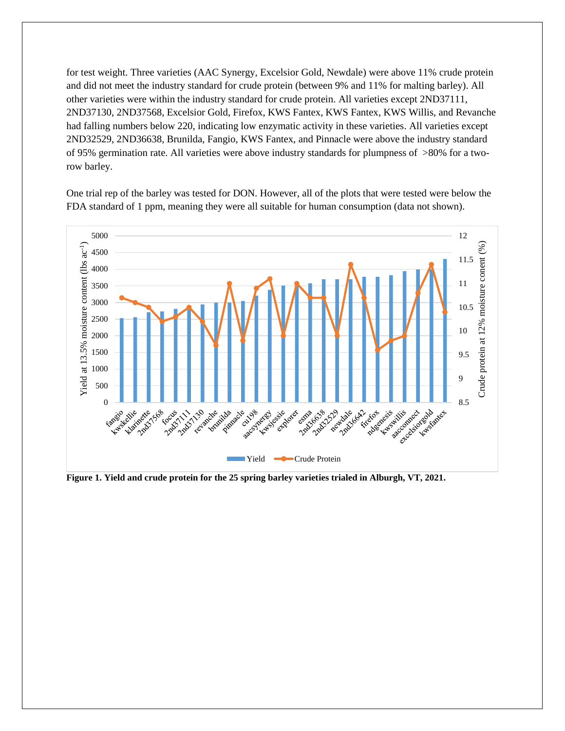for test weight. Three varieties (AAC Synergy, Excelsior Gold, Newdale) were above 11% crude protein and did not meet the industry standard for crude protein (between 9% and 11% for malting barley). All other varieties were within the industry standard for crude protein. All varieties except 2ND37111, 2ND37130, 2ND37568, Excelsior Gold, Firefox, KWS Fantex, KWS Fantex, KWS Willis, and Revanche had falling numbers below 220, indicating low enzymatic activity in these varieties. All varieties except 2ND32529, 2ND36638, Brunilda, Fangio, KWS Fantex, and Pinnacle were above the industry standard of 95% germination rate. All varieties were above industry standards for plumpness of >80% for a two-row barley.

One trial rep of the barley was tested for DON. However, all of the plots that were tested were below the FDA standard of 1 ppm, meaning they were all suitable for human consumption (data not shown).

**Figure 1. Yield and crude protein for the 25 spring barley varieties trialed in Alburgh, VT, 2021.**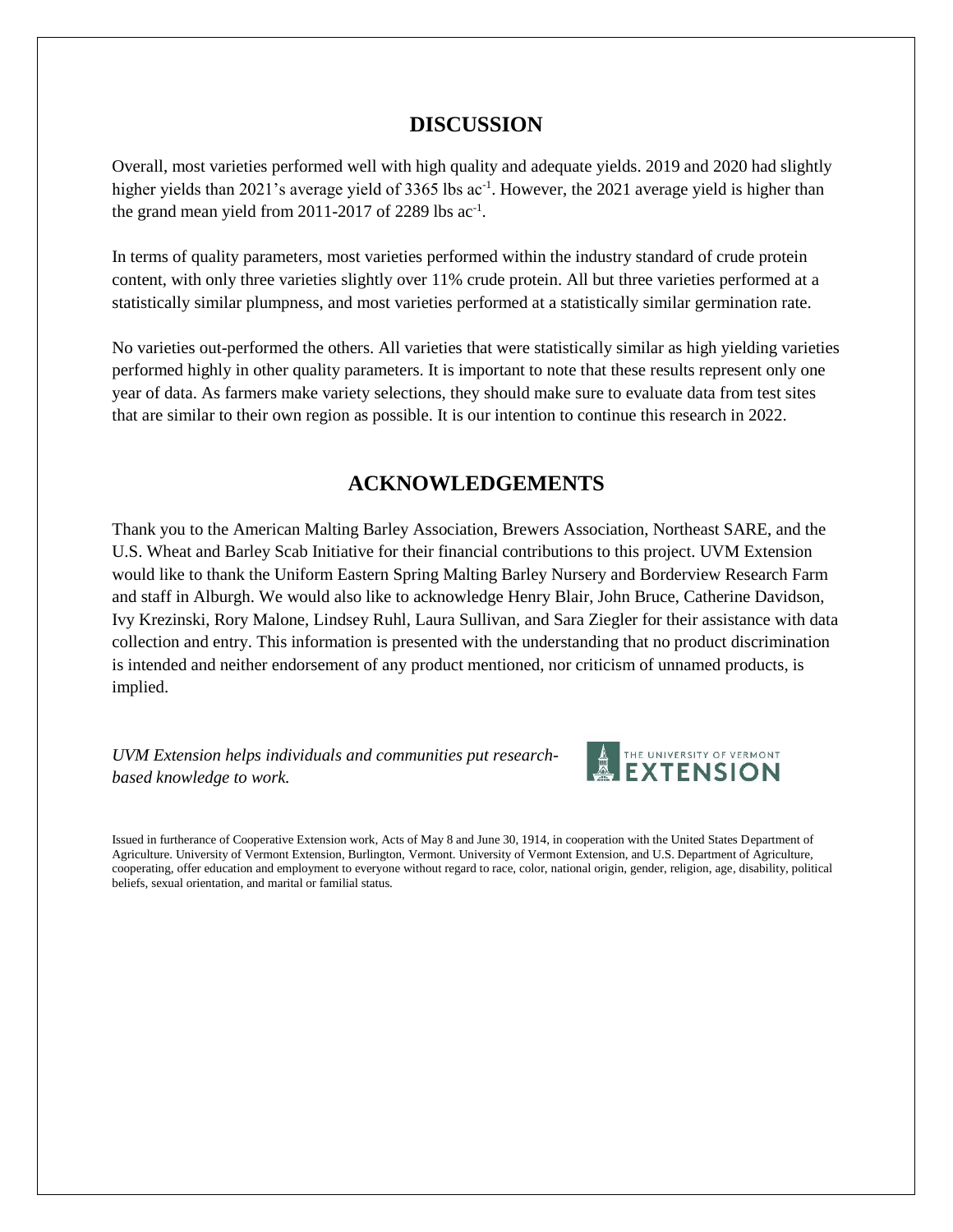## DISCUSSION

Overall, most varieties performed well with high quality and adequate yields. 2019 and 2020 had slightly higher yields than 2021's average yield of 3365 lbs $ac^{-1}$. However, the 2021 average yield is higher than the grand mean yield from 2011-2017 of 2289 lbs $ac^{-1}$.

In terms of quality parameters, most varieties performed within the industry standard of crude protein content, with only three varieties slightly over 11% crude protein. All but three varieties performed at a statistically similar plumpness, and most varieties performed at a statistically similar germination rate.

No varieties out-performed the others. All varieties that were statistically similar as high yielding varieties performed highly in other quality parameters. It is important to note that these results represent only one year of data. As farmers make variety selections, they should make sure to evaluate data from test sites that are similar to their own region as possible. It is our intention to continue this research in 2022.

## ACKNOWLEDGEMENTS

Thank you to the American Malting Barley Association, Brewers Association, Northeast SARE, and the U.S. Wheat and Barley Scab Initiative for their financial contributions to this project. UVM Extension would like to thank the Uniform Eastern Spring Malting Barley Nursery and Borderview Research Farm and staff in Alburgh. We would also like to acknowledge Henry Blair, John Bruce, Catherine Davidson, Ivy Krezinski, Rory Malone, Lindsey Ruhl, Laura Sullivan, and Sara Ziegler for their assistance with data collection and entry. This information is presented with the understanding that no product discrimination is intended and neither endorsement of any product mentioned, nor criticism of unnamed products, is implied.

*UVM Extension helps individuals and communities put research-based knowledge to work.*

THE UNIVERSITY OF VERMONT EXTENSION

Issued in furtherance of Cooperative Extension work, Acts of May 8 and June 30, 1914, in cooperation with the United States Department of Agriculture. University of Vermont Extension, Burlington, Vermont. University of Vermont Extension, and U.S. Department of Agriculture, cooperating, offer education and employment to everyone without regard to race, color, national origin, gender, religion, age, disability, political beliefs, sexual orientation, and marital or familial status.